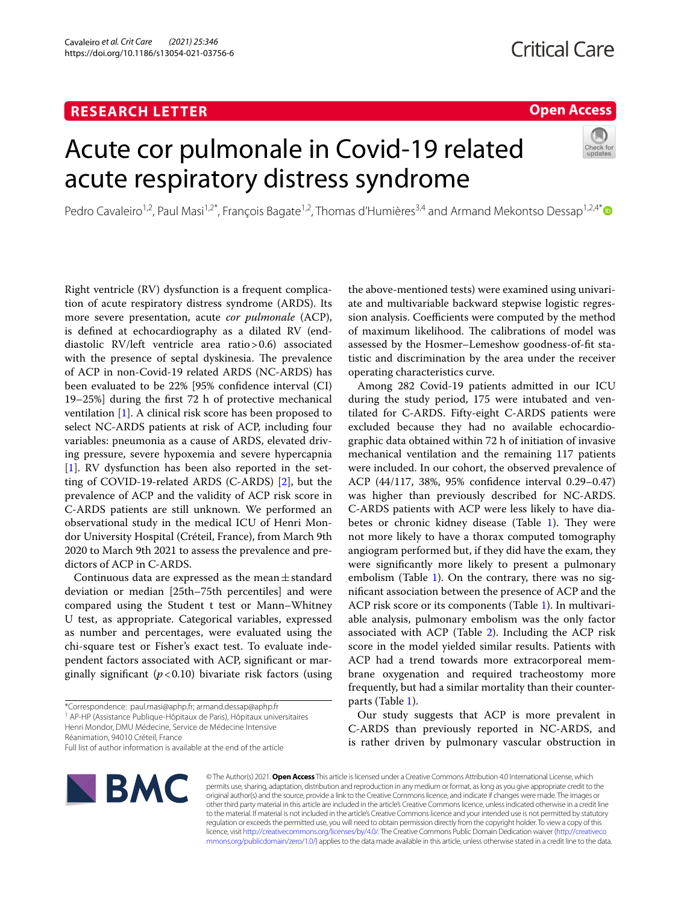RESEARCH LETTER

Open Access

# Acute cor pulmonale in Covid-19 related acute respiratory distress syndrome

Pedro Cavaleiro[1,2], Paul Masi[1,2*], François Bagate[1,2], Thomas d'Humières[3,4] and Armand Mekontso Dessap[1,2,4*]

Right ventricle (RV) dysfunction is a frequent complication of acute respiratory distress syndrome (ARDS). Its more severe presentation, acute *cor pulmonale* (ACP), is defined at echocardiography as a dilated RV (end-diastolic RV/left ventricle area ratio > 0.6) associated with the presence of septal dyskinesia. The prevalence of ACP in non-Covid-19 related ARDS (NC-ARDS) has been evaluated to be 22% [95% confidence interval (CI) 19–25%] during the first 72 h of protective mechanical ventilation [1]. A clinical risk score has been proposed to select NC-ARDS patients at risk of ACP, including four variables: pneumonia as a cause of ARDS, elevated driving pressure, severe hypoxemia and severe hypercapnia [1]. RV dysfunction has been also reported in the setting of COVID-19-related ARDS (C-ARDS) [2], but the prevalence of ACP and the validity of ACP risk score in C-ARDS patients are still unknown. We performed an observational study in the medical ICU of Henri Mondor University Hospital (Créteil, France), from March 9th 2020 to March 9th 2021 to assess the prevalence and predictors of ACP in C-ARDS.

Continuous data are expressed as the mean ± standard deviation or median [25th–75th percentiles] and were compared using the Student t test or Mann–Whitney U test, as appropriate. Categorical variables, expressed as number and percentages, were evaluated using the chi-square test or Fisher's exact test. To evaluate independent factors associated with ACP, significant or marginally significant ($p < 0.10$) bivariate risk factors (using the above-mentioned tests) were examined using univariate and multivariable backward stepwise logistic regression analysis. Coefficients were computed by the method of maximum likelihood. The calibrations of model was assessed by the Hosmer–Lemeshow goodness-of-fit statistic and discrimination by the area under the receiver operating characteristics curve.

Among 282 Covid-19 patients admitted in our ICU during the study period, 175 were intubated and ventilated for C-ARDS. Fifty-eight C-ARDS patients were excluded because they had no available echocardiographic data obtained within 72 h of initiation of invasive mechanical ventilation and the remaining 117 patients were included. In our cohort, the observed prevalence of ACP (44/117, 38%, 95% confidence interval 0.29–0.47) was higher than previously described for NC-ARDS. C-ARDS patients with ACP were less likely to have diabetes or chronic kidney disease (Table 1). They were not more likely to have a thorax computed tomography angiogram performed but, if they did have the exam, they were significantly more likely to present a pulmonary embolism (Table 1). On the contrary, there was no significant association between the presence of ACP and the ACP risk score or its components (Table 1). In multivariable analysis, pulmonary embolism was the only factor associated with ACP (Table 2). Including the ACP risk score in the model yielded similar results. Patients with ACP had a trend towards more extracorporeal membrane oxygenation and required tracheostomy more frequently, but had a similar mortality than their counterparts (Table 1).

Our study suggests that ACP is more prevalent in C-ARDS than previously reported in NC-ARDS, and is rather driven by pulmonary vascular obstruction in

*Correspondence: paul.masi@aphp.fr; armand.dessap@aphp.fr
[1] AP-HP (Assistance Publique-Hôpitaux de Paris), Hôpitaux universitaires Henri Mondor, DMU Médecine, Service de Médecine Intensive Réanimation, 94010 Créteil, France
Full list of author information is available at the end of the article

© The Author(s) 2021. **Open Access** This article is licensed under a Creative Commons Attribution 4.0 International License, which permits use, sharing, adaptation, distribution and reproduction in any medium or format, as long as you give appropriate credit to the original author(s) and the source, provide a link to the Creative Commons licence, and indicate if changes were made. The images or other third party material in this article are included in the article's Creative Commons licence, unless indicated otherwise in a credit line to the material. If material is not included in the article's Creative Commons licence and your intended use is not permitted by statutory regulation or exceeds the permitted use, you will need to obtain permission directly from the copyright holder. To view a copy of this licence, visit http://creativecommons.org/licenses/by/4.0/. The Creative Commons Public Domain Dedication waiver (http://creativecommons.org/publicdomain/zero/1.0/) applies to the data made available in this article, unless otherwise stated in a credit line to the data.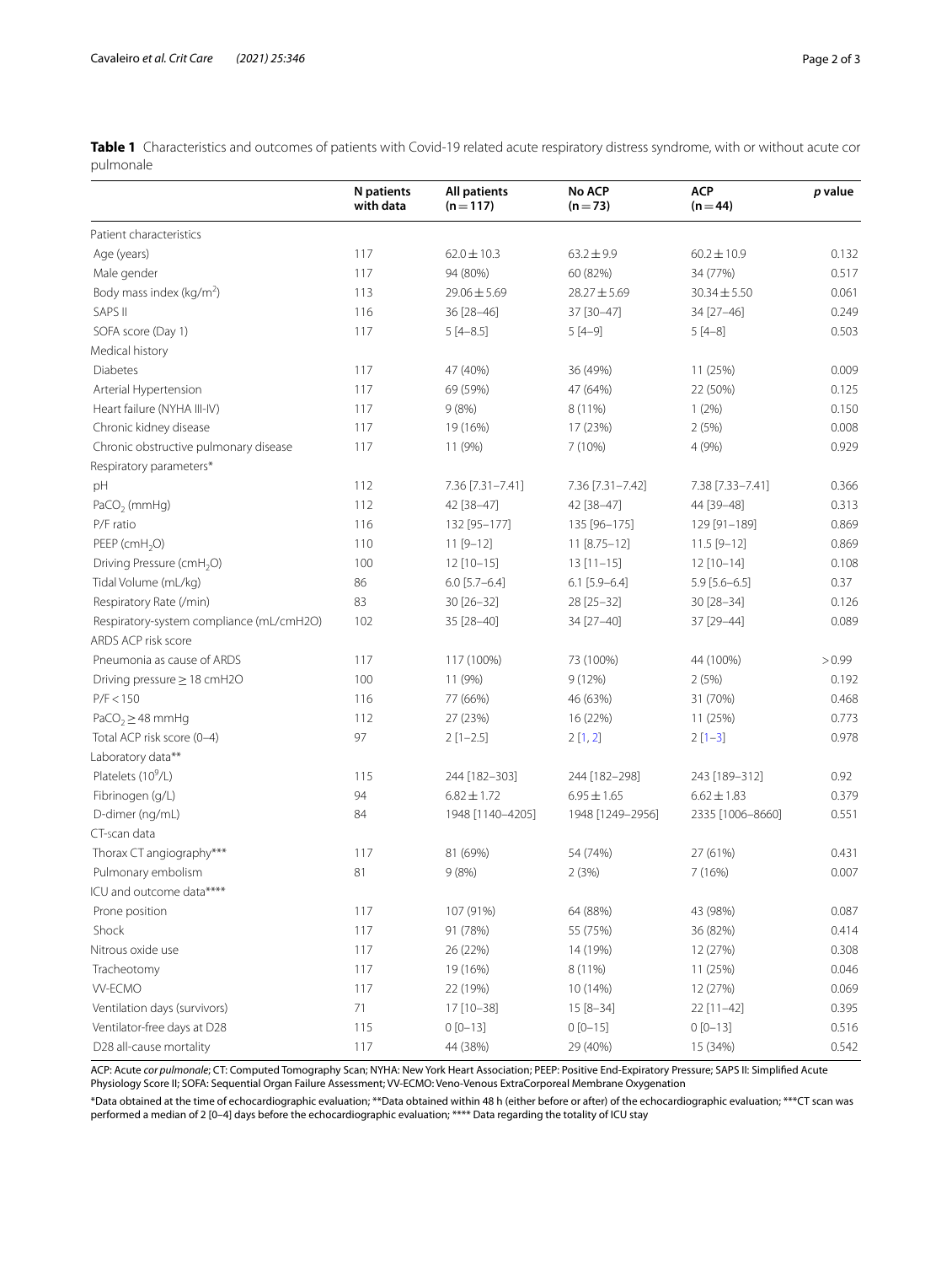**Table 1** Characteristics and outcomes of patients with Covid-19 related acute respiratory distress syndrome, with or without acute cor pulmonale

| | N patients with data | All patients (n = 117) | No ACP (n = 73) | ACP (n = 44) | *p* value |
|---|---|---|---|---|---|
| Patient characteristics | | | | | |
| Age (years) | 117 | 62.0 ± 10.3 | 63.2 ± 9.9 | 60.2 ± 10.9 | 0.132 |
| Male gender | 117 | 94 (80%) | 60 (82%) | 34 (77%) | 0.517 |
| Body mass index (kg/m$^2$) | 113 | 29.06 ± 5.69 | 28.27 ± 5.69 | 30.34 ± 5.50 | 0.061 |
| SAPS II | 116 | 36 [28–46] | 37 [30–47] | 34 [27–46] | 0.249 |
| SOFA score (Day 1) | 117 | 5 [4–8.5] | 5 [4–9] | 5 [4–8] | 0.503 |
| Medical history | | | | | |
| Diabetes | 117 | 47 (40%) | 36 (49%) | 11 (25%) | 0.009 |
| Arterial Hypertension | 117 | 69 (59%) | 47 (64%) | 22 (50%) | 0.125 |
| Heart failure (NYHA III-IV) | 117 | 9 (8%) | 8 (11%) | 1 (2%) | 0.150 |
| Chronic kidney disease | 117 | 19 (16%) | 17 (23%) | 2 (5%) | 0.008 |
| Chronic obstructive pulmonary disease | 117 | 11 (9%) | 7 (10%) | 4 (9%) | 0.929 |
| Respiratory parameters* | | | | | |
| pH | 112 | 7.36 [7.31–7.41] | 7.36 [7.31–7.42] | 7.38 [7.33–7.41] | 0.366 |
| $PaCO_2$ (mmHg) | 112 | 42 [38–47] | 42 [38–47] | 44 [39–48] | 0.313 |
| P/F ratio | 116 | 132 [95–177] | 135 [96–175] | 129 [91–189] | 0.869 |
| PEEP ($cmH_2O$) | 110 | 11 [9–12] | 11 [8.75–12] | 11.5 [9–12] | 0.869 |
| Driving Pressure ($cmH_2O$) | 100 | 12 [10–15] | 13 [11–15] | 12 [10–14] | 0.108 |
| Tidal Volume (mL/kg) | 86 | 6.0 [5.7–6.4] | 6.1 [5.9–6.4] | 5.9 [5.6–6.5] | 0.37 |
| Respiratory Rate (/min) | 83 | 30 [26–32] | 28 [25–32] | 30 [28–34] | 0.126 |
| Respiratory-system compliance (mL/cmH2O) | 102 | 35 [28–40] | 34 [27–40] | 37 [29–44] | 0.089 |
| ARDS ACP risk score | | | | | |
| Pneumonia as cause of ARDS | 117 | 117 (100%) | 73 (100%) | 44 (100%) | > 0.99 |
| Driving pressure ≥ 18 cmH2O | 100 | 11 (9%) | 9 (12%) | 2 (5%) | 0.192 |
| P/F < 150 | 116 | 77 (66%) | 46 (63%) | 31 (70%) | 0.468 |
| $PaCO_2$ ≥ 48 mmHg | 112 | 27 (23%) | 16 (22%) | 11 (25%) | 0.773 |
| Total ACP risk score (0–4) | 97 | 2 [1–2.5] | 2 [1, 2] | 2 [1–3] | 0.978 |
| Laboratory data** | | | | | |
| Platelets ($10^9$/L) | 115 | 244 [182–303] | 244 [182–298] | 243 [189–312] | 0.92 |
| Fibrinogen (g/L) | 94 | 6.82 ± 1.72 | 6.95 ± 1.65 | 6.62 ± 1.83 | 0.379 |
| D-dimer (ng/mL) | 84 | 1948 [1140–4205] | 1948 [1249–2956] | 2335 [1006–8660] | 0.551 |
| CT-scan data | | | | | |
| Thorax CT angiography*** | 117 | 81 (69%) | 54 (74%) | 27 (61%) | 0.431 |
| Pulmonary embolism | 81 | 9 (8%) | 2 (3%) | 7 (16%) | 0.007 |
| ICU and outcome data**** | | | | | |
| Prone position | 117 | 107 (91%) | 64 (88%) | 43 (98%) | 0.087 |
| Shock | 117 | 91 (78%) | 55 (75%) | 36 (82%) | 0.414 |
| Nitrous oxide use | 117 | 26 (22%) | 14 (19%) | 12 (27%) | 0.308 |
| Tracheotomy | 117 | 19 (16%) | 8 (11%) | 11 (25%) | 0.046 |
| VV-ECMO | 117 | 22 (19%) | 10 (14%) | 12 (27%) | 0.069 |
| Ventilation days (survivors) | 71 | 17 [10–38] | 15 [8–34] | 22 [11–42] | 0.395 |
| Ventilator-free days at D28 | 115 | 0 [0–13] | 0 [0–15] | 0 [0–13] | 0.516 |
| D28 all-cause mortality | 117 | 44 (38%) | 29 (40%) | 15 (34%) | 0.542 |

ACP: Acute *cor pulmonale*; CT: Computed Tomography Scan; NYHA: New York Heart Association; PEEP: Positive End-Expiratory Pressure; SAPS II: Simplified Acute Physiology Score II; SOFA: Sequential Organ Failure Assessment; VV-ECMO: Veno-Venous ExtraCorporeal Membrane Oxygenation

*Data obtained at the time of echocardiographic evaluation; **Data obtained within 48 h (either before or after) of the echocardiographic evaluation; ***CT scan was performed a median of 2 [0–4] days before the echocardiographic evaluation; **** Data regarding the totality of ICU stay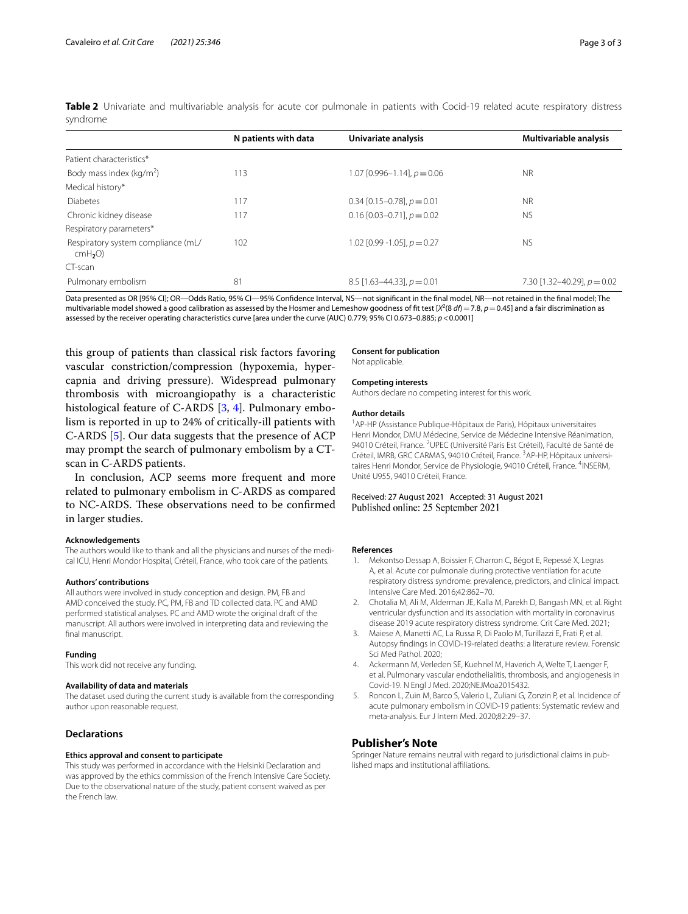**Table 2** Univariate and multivariable analysis for acute cor pulmonale in patients with Cocid-19 related acute respiratory distress syndrome

| | N patients with data | Univariate analysis | Multivariable analysis |
|---|---|---|---|
| Patient characteristics* | | | |
| Body mass index (kg/m$^2$) | 113 | 1.07 [0.996–1.14], $p=0.06$ | NR |
| Medical history* | | | |
| Diabetes | 117 | 0.34 [0.15–0.78], $p=0.01$ | NR |
| Chronic kidney disease | 117 | 0.16 [0.03–0.71], $p=0.02$ | NS |
| Respiratory parameters* | | | |
| Respiratory system compliance (mL/cmH$_2$O) | 102 | 1.02 [0.99 -1.05], $p=0.27$ | NS |
| CT-scan | | | |
| Pulmonary embolism | 81 | 8.5 [1.63–44.33], $p=0.01$ | 7.30 [1.32–40.29], $p=0.02$ |

Data presented as OR [95% CI]; OR—Odds Ratio, 95% CI—95% Confidence Interval, NS—not significant in the final model, NR—not retained in the final model; The multivariable model showed a good calibration as assessed by the Hosmer and Lemeshow goodness of fit test [$X^2$(8 *df*) = 7.8, $p=0.45$] and a fair discrimination as assessed by the receiver operating characteristics curve [area under the curve (AUC) 0.779; 95% CI 0.673–0.885; $p<0.0001$]

this group of patients than classical risk factors favoring vascular constriction/compression (hypoxemia, hypercapnia and driving pressure). Widespread pulmonary thrombosis with microangiopathy is a characteristic histological feature of C-ARDS [3, 4]. Pulmonary embolism is reported in up to 24% of critically-ill patients with C-ARDS [5]. Our data suggests that the presence of ACP may prompt the search of pulmonary embolism by a CT-scan in C-ARDS patients.

In conclusion, ACP seems more frequent and more related to pulmonary embolism in C-ARDS as compared to NC-ARDS. These observations need to be confirmed in larger studies.

#### Acknowledgements
The authors would like to thank and all the physicians and nurses of the medical ICU, Henri Mondor Hospital, Créteil, France, who took care of the patients.

#### Authors' contributions
All authors were involved in study conception and design. PM, FB and AMD conceived the study. PC, PM, FB and TD collected data. PC and AMD performed statistical analyses. PC and AMD wrote the original draft of the manuscript. All authors were involved in interpreting data and reviewing the final manuscript.

#### Funding
This work did not receive any funding.

#### Availability of data and materials
The dataset used during the current study is available from the corresponding author upon reasonable request.

## Declarations

#### Ethics approval and consent to participate
This study was performed in accordance with the Helsinki Declaration and was approved by the ethics commission of the French Intensive Care Society. Due to the observational nature of the study, patient consent waived as per the French law.

#### Consent for publication
Not applicable.

#### Competing interests
Authors declare no competing interest for this work.

#### Author details
[1] AP-HP (Assistance Publique-Hôpitaux de Paris), Hôpitaux universitaires Henri Mondor, DMU Médecine, Service de Médecine Intensive Réanimation, 94010 Créteil, France. [2] UPEC (Université Paris Est Créteil), Faculté de Santé de Créteil, IMRB, GRC CARMAS, 94010 Créteil, France. [3] AP-HP, Hôpitaux universitaires Henri Mondor, Service de Physiologie, 94010 Créteil, France. [4] INSERM, Unité U955, 94010 Créteil, France.

Received: 27 August 2021 Accepted: 31 August 2021
Published online: 25 September 2021

#### References
1. Mekontso Dessap A, Boissier F, Charron C, Bégot E, Repessé X, Legras A, et al. Acute cor pulmonale during protective ventilation for acute respiratory distress syndrome: prevalence, predictors, and clinical impact. Intensive Care Med. 2016;42:862–70.
2. Chotalia M, Ali M, Alderman JE, Kalla M, Parekh D, Bangash MN, et al. Right ventricular dysfunction and its association with mortality in coronavirus disease 2019 acute respiratory distress syndrome. Crit Care Med. 2021;
3. Maiese A, Manetti AC, La Russa R, Di Paolo M, Turillazzi E, Frati P, et al. Autopsy findings in COVID-19-related deaths: a literature review. Forensic Sci Med Pathol. 2020;
4. Ackermann M, Verleden SE, Kuehnel M, Haverich A, Welte T, Laenger F, et al. Pulmonary vascular endothelialitis, thrombosis, and angiogenesis in Covid-19. N Engl J Med. 2020;NEJMoa2015432.
5. Roncon L, Zuin M, Barco S, Valerio L, Zuliani G, Zonzin P, et al. Incidence of acute pulmonary embolism in COVID-19 patients: Systematic review and meta-analysis. Eur J Intern Med. 2020;82:29–37.

## Publisher's Note
Springer Nature remains neutral with regard to jurisdictional claims in published maps and institutional affiliations.